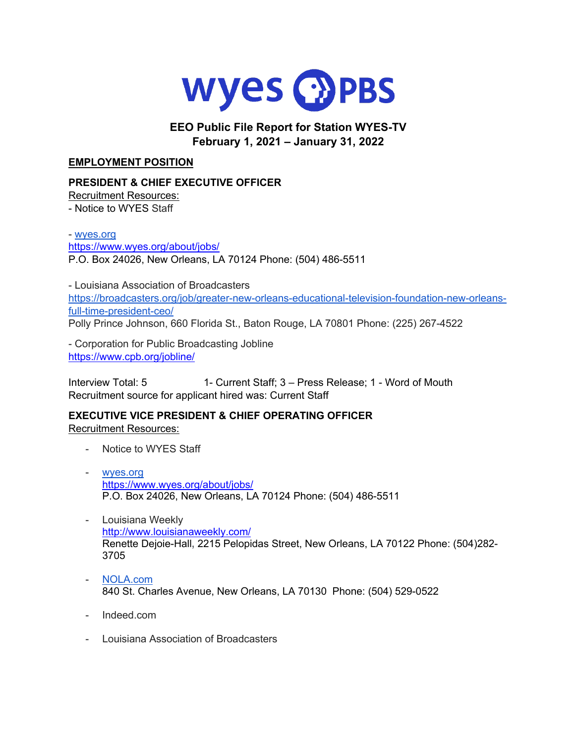wyes PBS

**EEO Public File Report for Station WYES-TV**
**February 1, 2021 – January 31, 2022**

## EMPLOYMENT POSITION

### PRESIDENT & CHIEF EXECUTIVE OFFICER

Recruitment Resources:

- Notice to WYES Staff

- wyes.org
https://www.wyes.org/about/jobs/
P.O. Box 24026, New Orleans, LA 70124 Phone: (504) 486-5511

- Louisiana Association of Broadcasters
https://broadcasters.org/job/greater-new-orleans-educational-television-foundation-new-orleans-full-time-president-ceo/
Polly Prince Johnson, 660 Florida St., Baton Rouge, LA 70801 Phone: (225) 267-4522

- Corporation for Public Broadcasting Jobline
https://www.cpb.org/jobline/

Interview Total: 5 1- Current Staff; 3 – Press Release; 1 - Word of Mouth
Recruitment source for applicant hired was: Current Staff

### EXECUTIVE VICE PRESIDENT & CHIEF OPERATING OFFICER

Recruitment Resources:

- Notice to WYES Staff
- wyes.org
  https://www.wyes.org/about/jobs/
  P.O. Box 24026, New Orleans, LA 70124 Phone: (504) 486-5511
- Louisiana Weekly
  http://www.louisianaweekly.com/
  Renette Dejoie-Hall, 2215 Pelopidas Street, New Orleans, LA 70122 Phone: (504)282-3705
- NOLA.com
  840 St. Charles Avenue, New Orleans, LA 70130 Phone: (504) 529-0522
- Indeed.com
- Louisiana Association of Broadcasters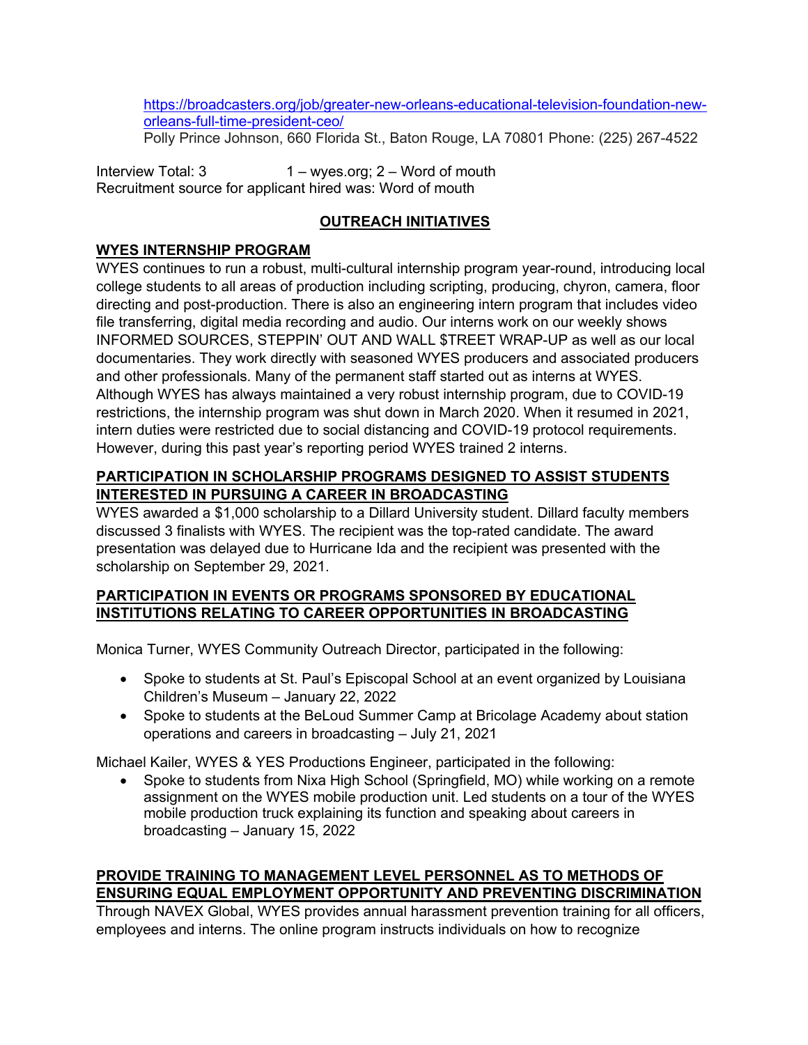https://broadcasters.org/job/greater-new-orleans-educational-television-foundation-new-orleans-full-time-president-ceo/
Polly Prince Johnson, 660 Florida St., Baton Rouge, LA 70801 Phone: (225) 267-4522

Interview Total: 3 1 – wyes.org; 2 – Word of mouth
Recruitment source for applicant hired was: Word of mouth

## OUTREACH INITIATIVES

### WYES INTERNSHIP PROGRAM

WYES continues to run a robust, multi-cultural internship program year-round, introducing local college students to all areas of production including scripting, producing, chyron, camera, floor directing and post-production. There is also an engineering intern program that includes video file transferring, digital media recording and audio. Our interns work on our weekly shows INFORMED SOURCES, STEPPIN' OUT AND WALL $TREET WRAP-UP as well as our local documentaries. They work directly with seasoned WYES producers and associated producers and other professionals. Many of the permanent staff started out as interns at WYES. Although WYES has always maintained a very robust internship program, due to COVID-19 restrictions, the internship program was shut down in March 2020. When it resumed in 2021, intern duties were restricted due to social distancing and COVID-19 protocol requirements. However, during this past year's reporting period WYES trained 2 interns.

### PARTICIPATION IN SCHOLARSHIP PROGRAMS DESIGNED TO ASSIST STUDENTS INTERESTED IN PURSUING A CAREER IN BROADCASTING

WYES awarded a $1,000 scholarship to a Dillard University student. Dillard faculty members discussed 3 finalists with WYES. The recipient was the top-rated candidate. The award presentation was delayed due to Hurricane Ida and the recipient was presented with the scholarship on September 29, 2021.

### PARTICIPATION IN EVENTS OR PROGRAMS SPONSORED BY EDUCATIONAL INSTITUTIONS RELATING TO CAREER OPPORTUNITIES IN BROADCASTING

Monica Turner, WYES Community Outreach Director, participated in the following:

- Spoke to students at St. Paul's Episcopal School at an event organized by Louisiana Children's Museum – January 22, 2022
- Spoke to students at the BeLoud Summer Camp at Bricolage Academy about station operations and careers in broadcasting – July 21, 2021

Michael Kailer, WYES & YES Productions Engineer, participated in the following:

- Spoke to students from Nixa High School (Springfield, MO) while working on a remote assignment on the WYES mobile production unit. Led students on a tour of the WYES mobile production truck explaining its function and speaking about careers in broadcasting – January 15, 2022

### PROVIDE TRAINING TO MANAGEMENT LEVEL PERSONNEL AS TO METHODS OF ENSURING EQUAL EMPLOYMENT OPPORTUNITY AND PREVENTING DISCRIMINATION

Through NAVEX Global, WYES provides annual harassment prevention training for all officers, employees and interns. The online program instructs individuals on how to recognize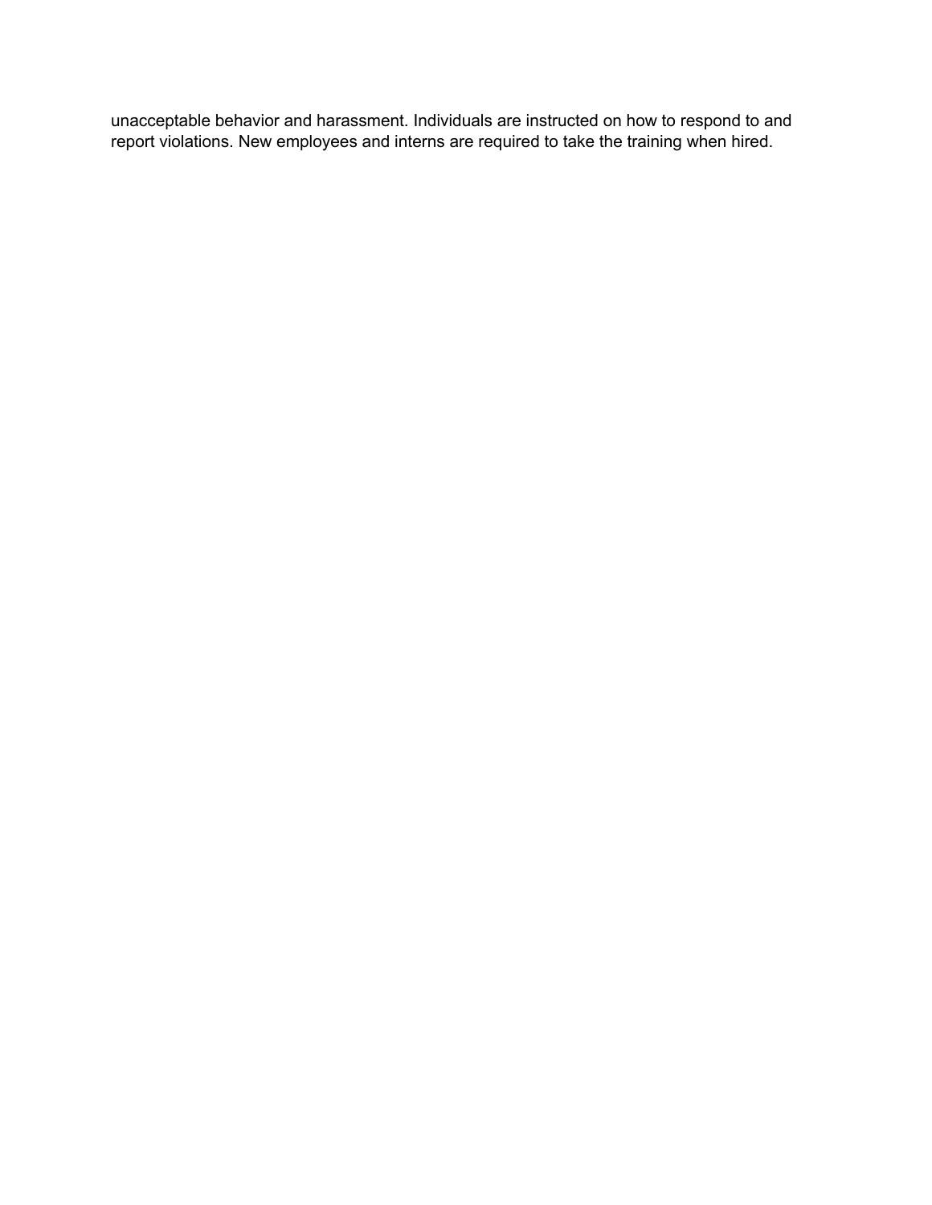unacceptable behavior and harassment. Individuals are instructed on how to respond to and report violations. New employees and interns are required to take the training when hired.